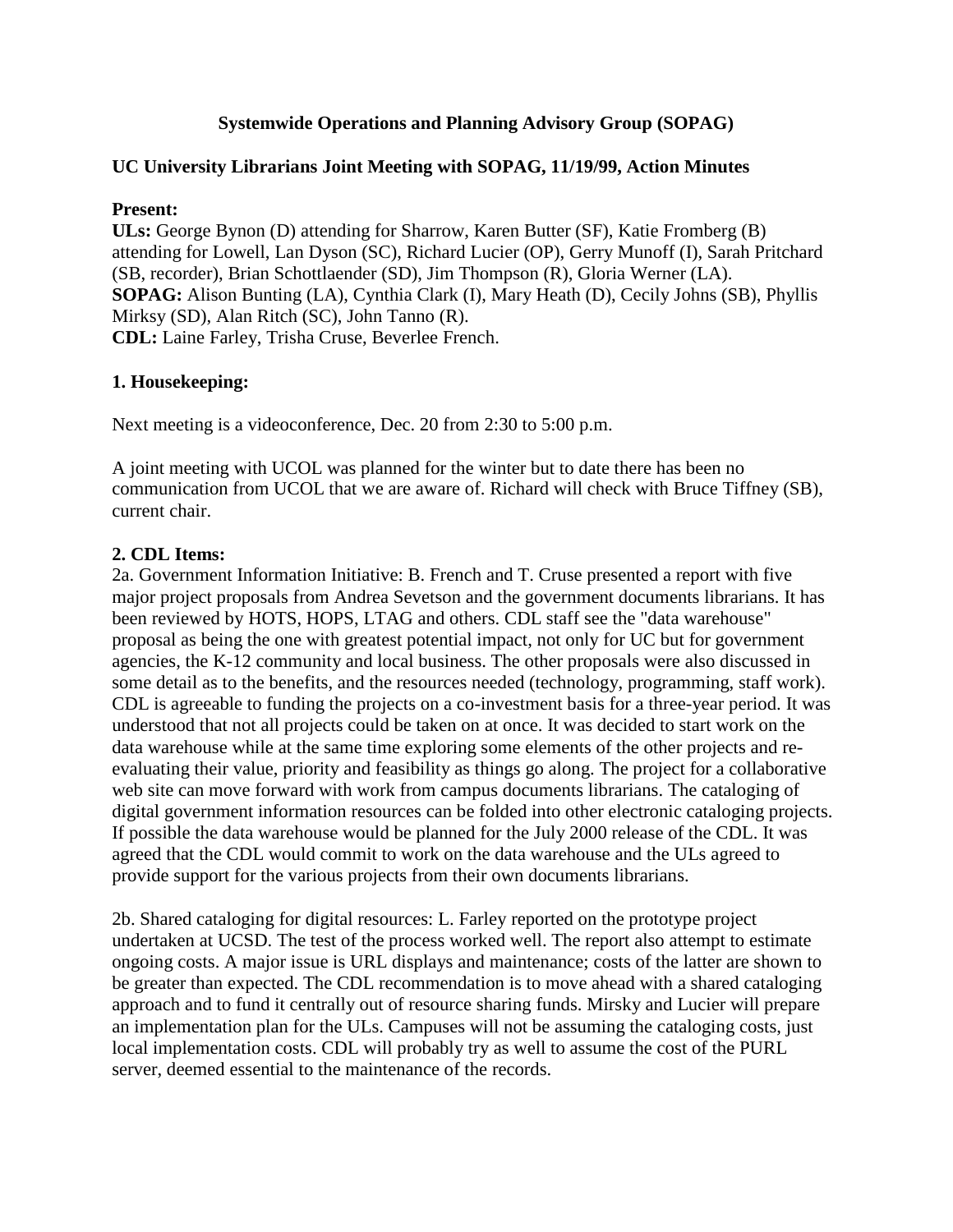## Systemwide Operations and Planning Advisory Group (SOPAG)

### UC University Librarians Joint Meeting with SOPAG, 11/19/99, Action Minutes

**Present:**
**ULs:** George Bynon (D) attending for Sharrow, Karen Butter (SF), Katie Fromberg (B) attending for Lowell, Lan Dyson (SC), Richard Lucier (OP), Gerry Munoff (I), Sarah Pritchard (SB, recorder), Brian Schottlaender (SD), Jim Thompson (R), Gloria Werner (LA).
**SOPAG:** Alison Bunting (LA), Cynthia Clark (I), Mary Heath (D), Cecily Johns (SB), Phyllis Mirksy (SD), Alan Ritch (SC), John Tanno (R).
**CDL:** Laine Farley, Trisha Cruse, Beverlee French.

**1. Housekeeping:**

Next meeting is a videoconference, Dec. 20 from 2:30 to 5:00 p.m.

A joint meeting with UCOL was planned for the winter but to date there has been no communication from UCOL that we are aware of. Richard will check with Bruce Tiffney (SB), current chair.

**2. CDL Items:**
2a. Government Information Initiative: B. French and T. Cruse presented a report with five major project proposals from Andrea Sevetson and the government documents librarians. It has been reviewed by HOTS, HOPS, LTAG and others. CDL staff see the "data warehouse" proposal as being the one with greatest potential impact, not only for UC but for government agencies, the K-12 community and local business. The other proposals were also discussed in some detail as to the benefits, and the resources needed (technology, programming, staff work). CDL is agreeable to funding the projects on a co-investment basis for a three-year period. It was understood that not all projects could be taken on at once. It was decided to start work on the data warehouse while at the same time exploring some elements of the other projects and re-evaluating their value, priority and feasibility as things go along. The project for a collaborative web site can move forward with work from campus documents librarians. The cataloging of digital government information resources can be folded into other electronic cataloging projects. If possible the data warehouse would be planned for the July 2000 release of the CDL. It was agreed that the CDL would commit to work on the data warehouse and the ULs agreed to provide support for the various projects from their own documents librarians.

2b. Shared cataloging for digital resources: L. Farley reported on the prototype project undertaken at UCSD. The test of the process worked well. The report also attempt to estimate ongoing costs. A major issue is URL displays and maintenance; costs of the latter are shown to be greater than expected. The CDL recommendation is to move ahead with a shared cataloging approach and to fund it centrally out of resource sharing funds. Mirsky and Lucier will prepare an implementation plan for the ULs. Campuses will not be assuming the cataloging costs, just local implementation costs. CDL will probably try as well to assume the cost of the PURL server, deemed essential to the maintenance of the records.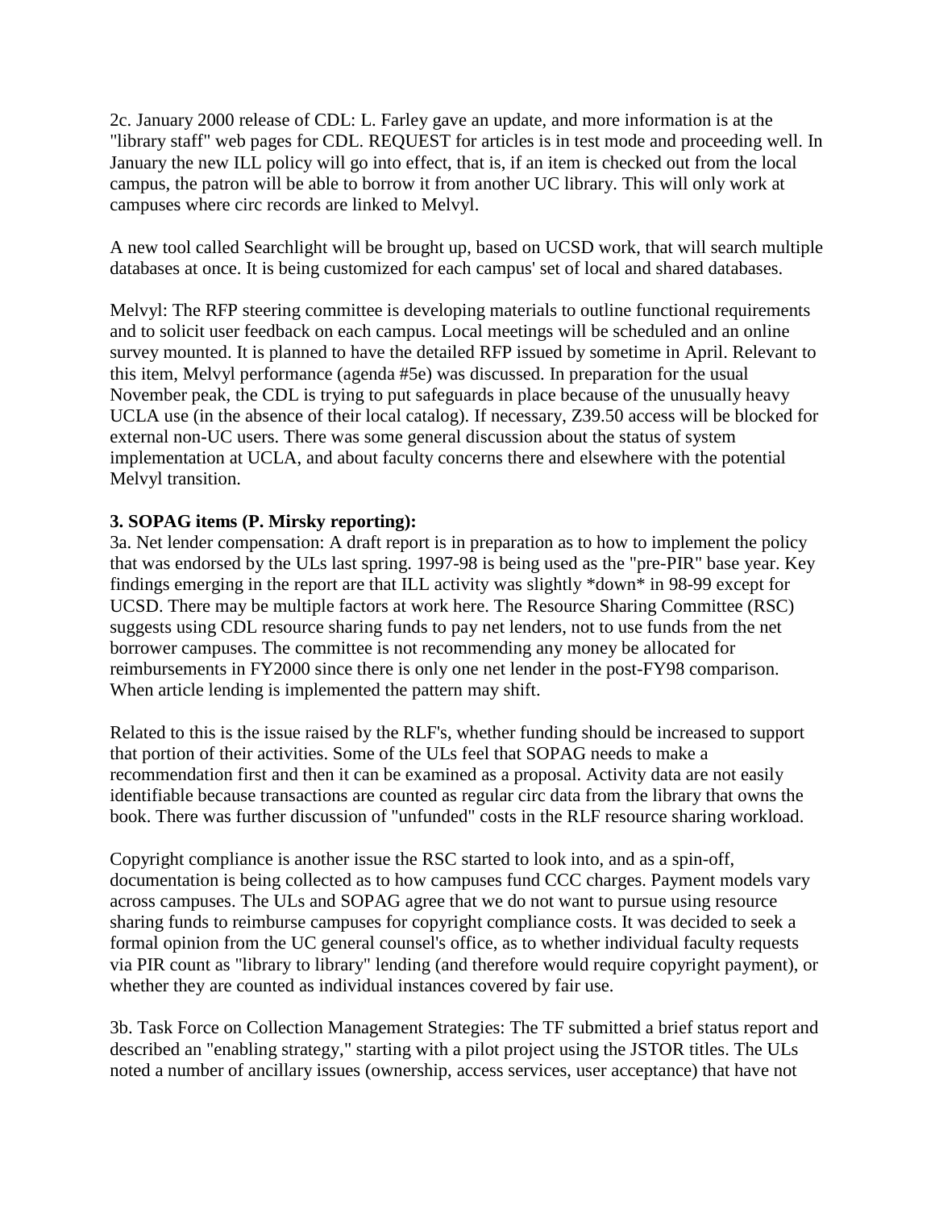2c. January 2000 release of CDL: L. Farley gave an update, and more information is at the "library staff" web pages for CDL. REQUEST for articles is in test mode and proceeding well. In January the new ILL policy will go into effect, that is, if an item is checked out from the local campus, the patron will be able to borrow it from another UC library. This will only work at campuses where circ records are linked to Melvyl.

A new tool called Searchlight will be brought up, based on UCSD work, that will search multiple databases at once. It is being customized for each campus' set of local and shared databases.

Melvyl: The RFP steering committee is developing materials to outline functional requirements and to solicit user feedback on each campus. Local meetings will be scheduled and an online survey mounted. It is planned to have the detailed RFP issued by sometime in April. Relevant to this item, Melvyl performance (agenda #5e) was discussed. In preparation for the usual November peak, the CDL is trying to put safeguards in place because of the unusually heavy UCLA use (in the absence of their local catalog). If necessary, Z39.50 access will be blocked for external non-UC users. There was some general discussion about the status of system implementation at UCLA, and about faculty concerns there and elsewhere with the potential Melvyl transition.

**3. SOPAG items (P. Mirsky reporting):**

3a. Net lender compensation: A draft report is in preparation as to how to implement the policy that was endorsed by the ULs last spring. 1997-98 is being used as the "pre-PIR" base year. Key findings emerging in the report are that ILL activity was slightly *down* in 98-99 except for UCSD. There may be multiple factors at work here. The Resource Sharing Committee (RSC) suggests using CDL resource sharing funds to pay net lenders, not to use funds from the net borrower campuses. The committee is not recommending any money be allocated for reimbursements in FY2000 since there is only one net lender in the post-FY98 comparison. When article lending is implemented the pattern may shift.

Related to this is the issue raised by the RLF's, whether funding should be increased to support that portion of their activities. Some of the ULs feel that SOPAG needs to make a recommendation first and then it can be examined as a proposal. Activity data are not easily identifiable because transactions are counted as regular circ data from the library that owns the book. There was further discussion of "unfunded" costs in the RLF resource sharing workload.

Copyright compliance is another issue the RSC started to look into, and as a spin-off, documentation is being collected as to how campuses fund CCC charges. Payment models vary across campuses. The ULs and SOPAG agree that we do not want to pursue using resource sharing funds to reimburse campuses for copyright compliance costs. It was decided to seek a formal opinion from the UC general counsel's office, as to whether individual faculty requests via PIR count as "library to library" lending (and therefore would require copyright payment), or whether they are counted as individual instances covered by fair use.

3b. Task Force on Collection Management Strategies: The TF submitted a brief status report and described an "enabling strategy," starting with a pilot project using the JSTOR titles. The ULs noted a number of ancillary issues (ownership, access services, user acceptance) that have not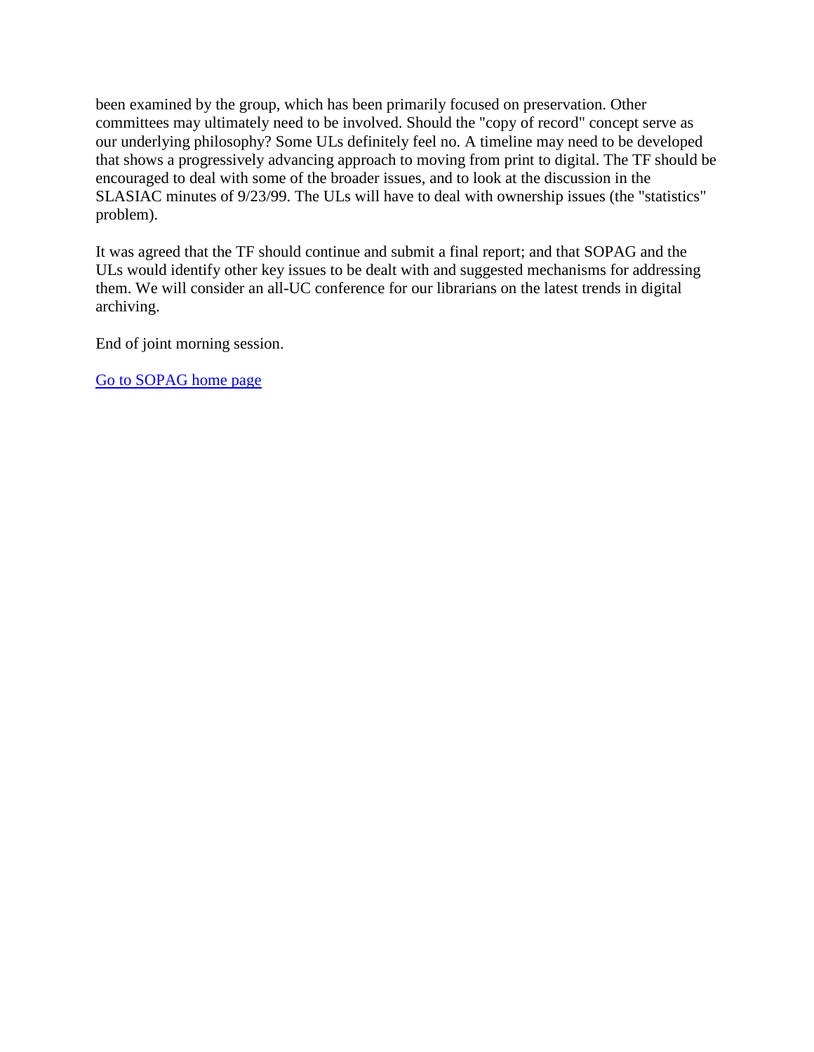been examined by the group, which has been primarily focused on preservation. Other committees may ultimately need to be involved. Should the "copy of record" concept serve as our underlying philosophy? Some ULs definitely feel no. A timeline may need to be developed that shows a progressively advancing approach to moving from print to digital. The TF should be encouraged to deal with some of the broader issues, and to look at the discussion in the SLASIAC minutes of 9/23/99. The ULs will have to deal with ownership issues (the "statistics" problem).

It was agreed that the TF should continue and submit a final report; and that SOPAG and the ULs would identify other key issues to be dealt with and suggested mechanisms for addressing them. We will consider an all-UC conference for our librarians on the latest trends in digital archiving.

End of joint morning session.

Go to SOPAG home page